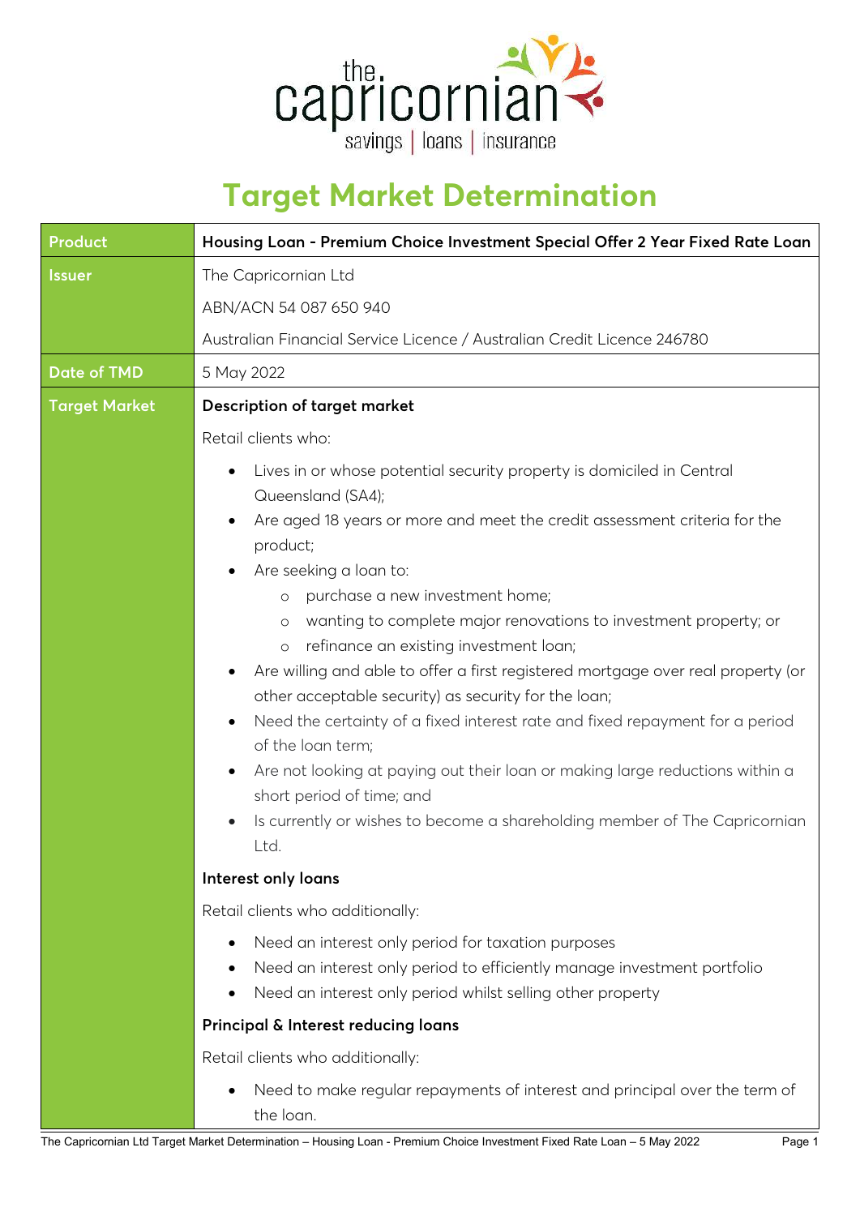# Target Market Determination

| Product | Housing Loan - Premium Choice Investment Special Offer 2 Year Fixed Rate Loan |
|---|---|
| Issuer | The Capricornian Ltd<br>ABN/ACN 54 087 650 940<br>Australian Financial Service Licence / Australian Credit Licence 246780 |
| Date of TMD | 5 May 2022 |
| Target Market | **Description of target market**<br>Retail clients who:<br>• Lives in or whose potential security property is domiciled in Central Queensland (SA4);<br>• Are aged 18 years or more and meet the credit assessment criteria for the product;<br>• Are seeking a loan to:<br>&nbsp;&nbsp;&nbsp;&nbsp;o purchase a new investment home;<br>&nbsp;&nbsp;&nbsp;&nbsp;o wanting to complete major renovations to investment property; or<br>&nbsp;&nbsp;&nbsp;&nbsp;o refinance an existing investment loan;<br>• Are willing and able to offer a first registered mortgage over real property (or other acceptable security) as security for the loan;<br>• Need the certainty of a fixed interest rate and fixed repayment for a period of the loan term;<br>• Are not looking at paying out their loan or making large reductions within a short period of time; and<br>• Is currently or wishes to become a shareholding member of The Capricornian Ltd.<br>**Interest only loans**<br>Retail clients who additionally:<br>• Need an interest only period for taxation purposes<br>• Need an interest only period to efficiently manage investment portfolio<br>• Need an interest only period whilst selling other property<br>**Principal & Interest reducing loans**<br>Retail clients who additionally:<br>• Need to make regular repayments of interest and principal over the term of the loan. |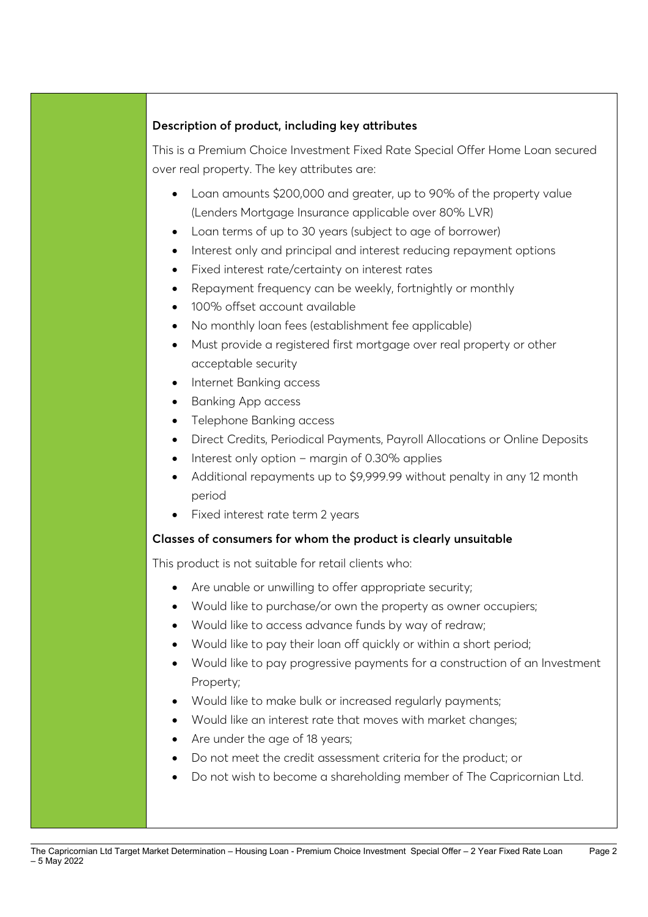**Description of product, including key attributes**

This is a Premium Choice Investment Fixed Rate Special Offer Home Loan secured over real property. The key attributes are:

- Loan amounts $200,000 and greater, up to 90% of the property value (Lenders Mortgage Insurance applicable over 80% LVR)
- Loan terms of up to 30 years (subject to age of borrower)
- Interest only and principal and interest reducing repayment options
- Fixed interest rate/certainty on interest rates
- Repayment frequency can be weekly, fortnightly or monthly
- 100% offset account available
- No monthly loan fees (establishment fee applicable)
- Must provide a registered first mortgage over real property or other acceptable security
- Internet Banking access
- Banking App access
- Telephone Banking access
- Direct Credits, Periodical Payments, Payroll Allocations or Online Deposits
- Interest only option – margin of 0.30% applies
- Additional repayments up to $9,999.99 without penalty in any 12 month period
- Fixed interest rate term 2 years

**Classes of consumers for whom the product is clearly unsuitable**

This product is not suitable for retail clients who:

- Are unable or unwilling to offer appropriate security;
- Would like to purchase/or own the property as owner occupiers;
- Would like to access advance funds by way of redraw;
- Would like to pay their loan off quickly or within a short period;
- Would like to pay progressive payments for a construction of an Investment Property;
- Would like to make bulk or increased regularly payments;
- Would like an interest rate that moves with market changes;
- Are under the age of 18 years;
- Do not meet the credit assessment criteria for the product; or
- Do not wish to become a shareholding member of The Capricornian Ltd.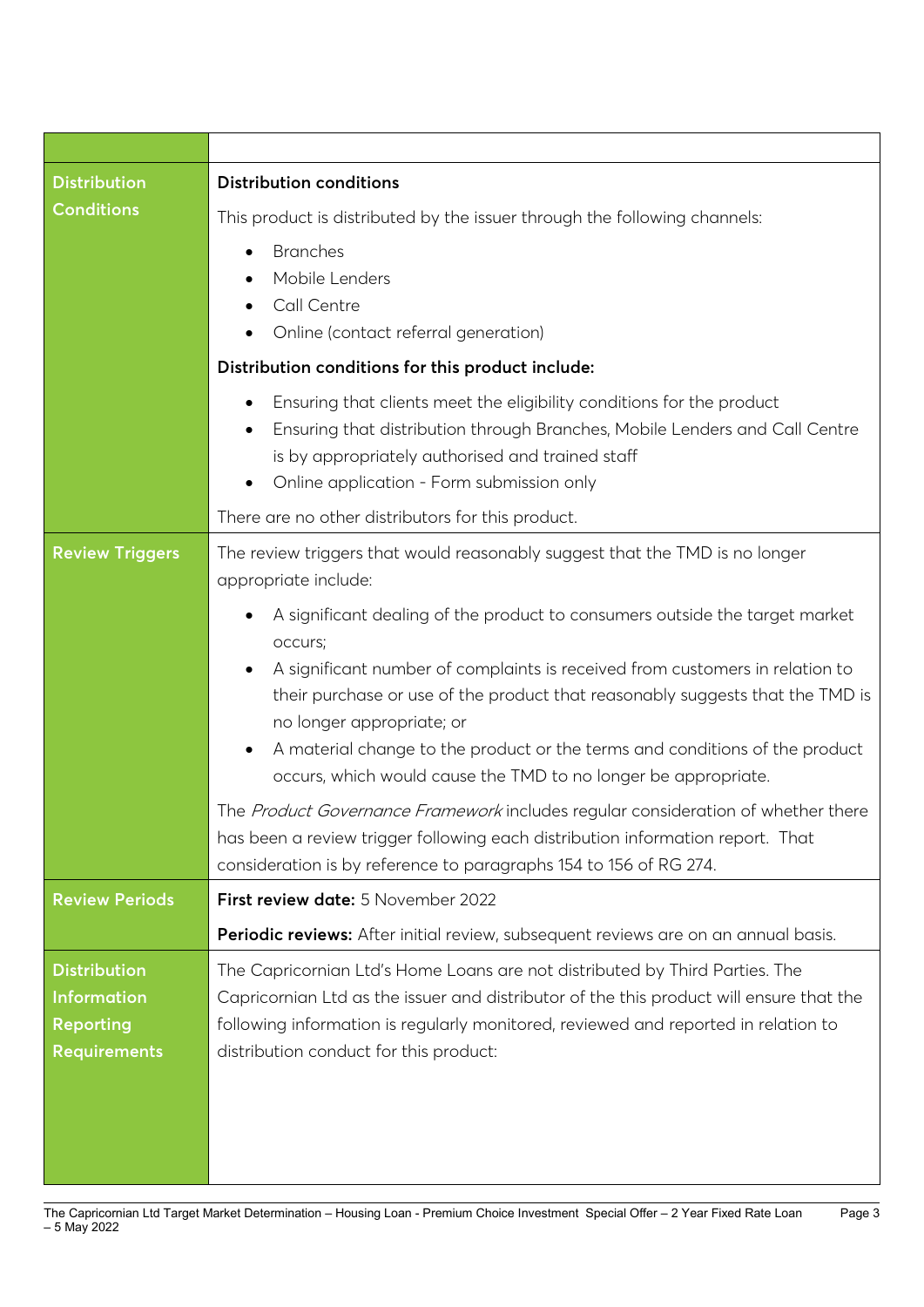| | |
|---|---|
| **Distribution Conditions** | **Distribution conditions**<br><br>This product is distributed by the issuer through the following channels:<br><br>• Branches<br>• Mobile Lenders<br>• Call Centre<br>• Online (contact referral generation)<br><br>**Distribution conditions for this product include:**<br><br>• Ensuring that clients meet the eligibility conditions for the product<br>• Ensuring that distribution through Branches, Mobile Lenders and Call Centre is by appropriately authorised and trained staff<br>• Online application - Form submission only<br><br>There are no other distributors for this product. |
| **Review Triggers** | The review triggers that would reasonably suggest that the TMD is no longer appropriate include:<br><br>• A significant dealing of the product to consumers outside the target market occurs;<br>• A significant number of complaints is received from customers in relation to their purchase or use of the product that reasonably suggests that the TMD is no longer appropriate; or<br>• A material change to the product or the terms and conditions of the product occurs, which would cause the TMD to no longer be appropriate.<br><br>The *Product Governance Framework* includes regular consideration of whether there has been a review trigger following each distribution information report. That consideration is by reference to paragraphs 154 to 156 of RG 274. |
| **Review Periods** | **First review date:** 5 November 2022<br><br>**Periodic reviews:** After initial review, subsequent reviews are on an annual basis. |
| **Distribution Information Reporting Requirements** | The Capricornian Ltd's Home Loans are not distributed by Third Parties. The Capricornian Ltd as the issuer and distributor of the this product will ensure that the following information is regularly monitored, reviewed and reported in relation to distribution conduct for this product: |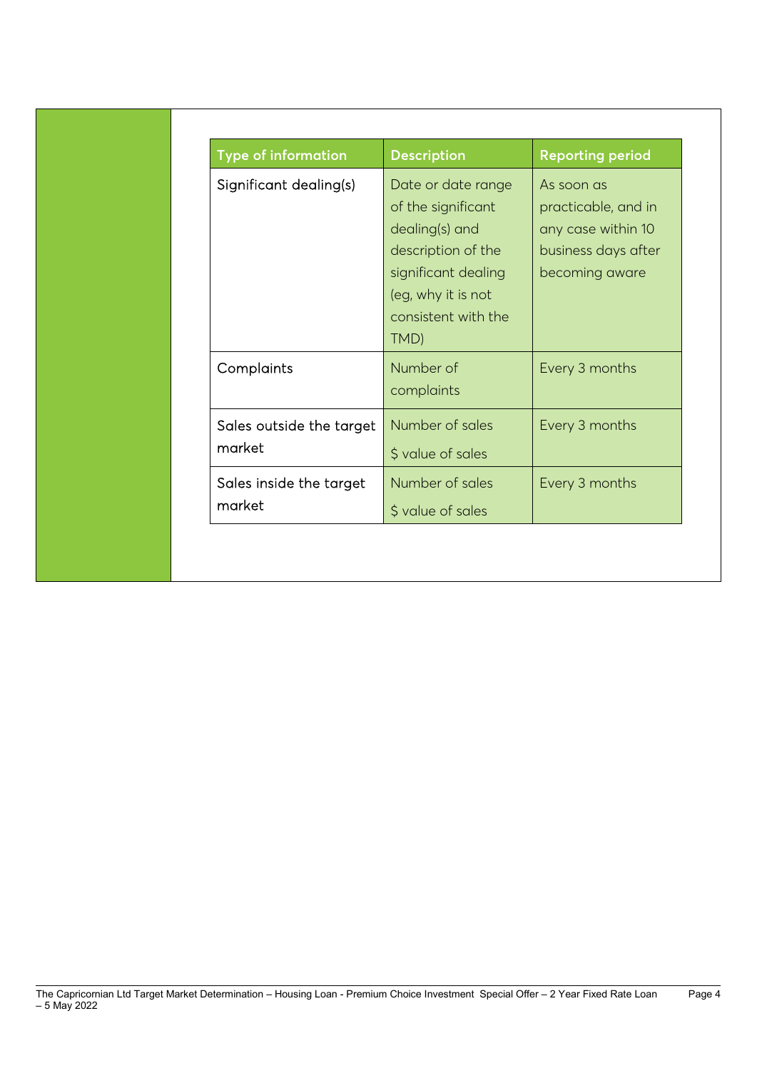| Type of information | Description | Reporting period |
| --- | --- | --- |
| Significant dealing(s) | Date or date range of the significant dealing(s) and description of the significant dealing (eg, why it is not consistent with the TMD) | As soon as practicable, and in any case within 10 business days after becoming aware |
| Complaints | Number of complaints | Every 3 months |
| Sales outside the target market | Number of sales<br>$ value of sales | Every 3 months |
| Sales inside the target market | Number of sales<br>$ value of sales | Every 3 months |